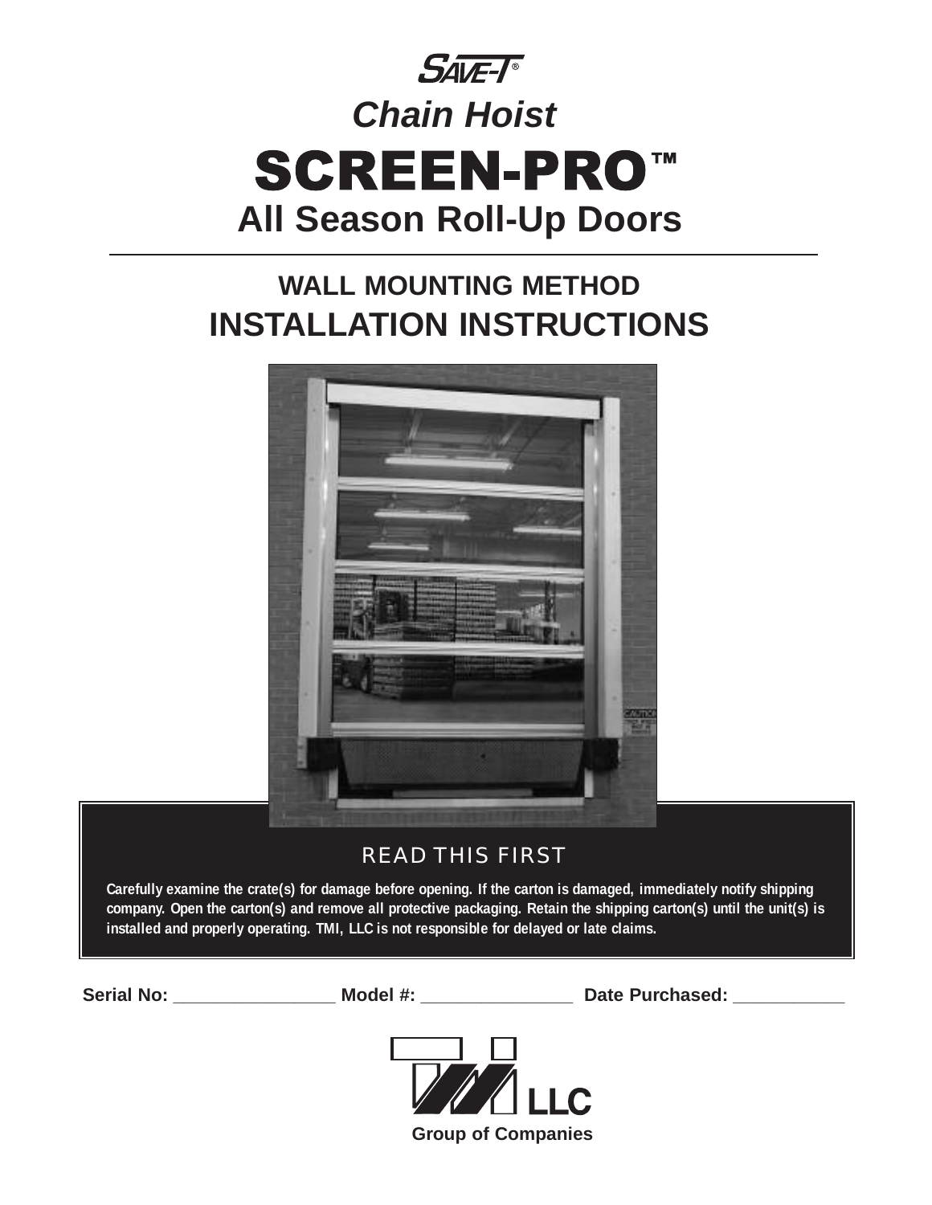SAVE-T®

# *Chain Hoist*

# SCREEN-PRO™

## All Season Roll-Up Doors

## WALL MOUNTING METHOD
## INSTALLATION INSTRUCTIONS

### READ THIS FIRST

**Carefully examine the crate(s) for damage before opening. If the carton is damaged, immediately notify shipping company. Open the carton(s) and remove all protective packaging. Retain the shipping carton(s) until the unit(s) is installed and properly operating. TMI, LLC is not responsible for delayed or late claims.**

**Serial No:** ________________ **Model #:** _______________ **Date Purchased:** ___________

LLC

**Group of Companies**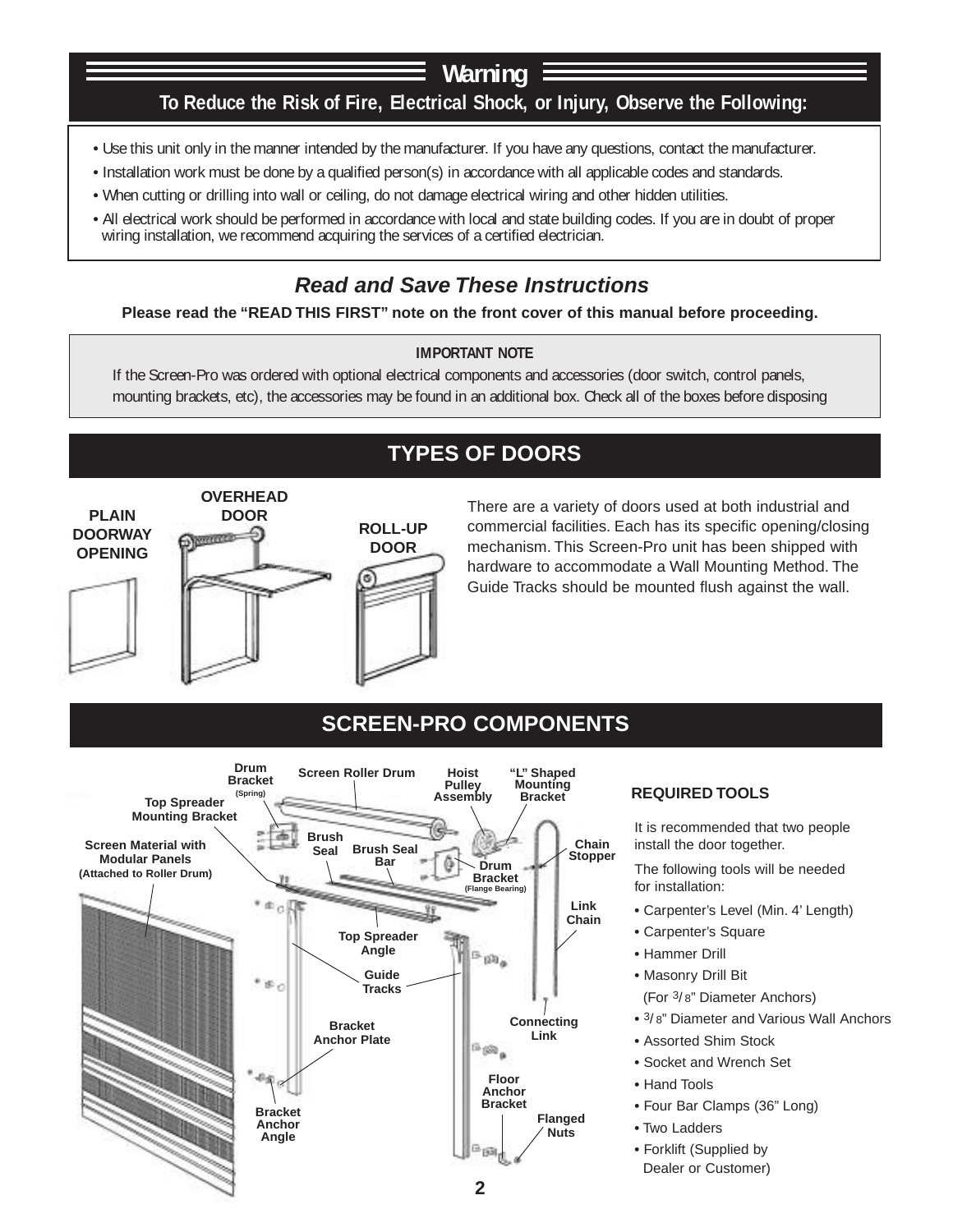# Warning

**To Reduce the Risk of Fire, Electrical Shock, or Injury, Observe the Following:**

- Use this unit only in the manner intended by the manufacturer. If you have any questions, contact the manufacturer.
- Installation work must be done by a qualified person(s) in accordance with all applicable codes and standards.
- When cutting or drilling into wall or ceiling, do not damage electrical wiring and other hidden utilities.
- All electrical work should be performed in accordance with local and state building codes. If you are in doubt of proper wiring installation, we recommend acquiring the services of a certified electrician.

## *Read and Save These Instructions*

**Please read the "READ THIS FIRST" note on the front cover of this manual before proceeding.**

**IMPORTANT NOTE**

If the Screen-Pro was ordered with optional electrical components and accessories (door switch, control panels, mounting brackets, etc), the accessories may be found in an additional box. Check all of the boxes before disposing

## TYPES OF DOORS

PLAIN DOORWAY OPENING

OVERHEAD DOOR

ROLL-UP DOOR

There are a variety of doors used at both industrial and commercial facilities. Each has its specific opening/closing mechanism. This Screen-Pro unit has been shipped with hardware to accommodate a Wall Mounting Method. The Guide Tracks should be mounted flush against the wall.

## SCREEN-PRO COMPONENTS

Drum Bracket (Spring) · Screen Roller Drum · Hoist Pulley Assembly · "L" Shaped Mounting Bracket · Top Spreader Mounting Bracket · Screen Material with Modular Panels (Attached to Roller Drum) · Brush Seal · Brush Seal Bar · Drum Bracket (Flange Bearing) · Chain Stopper · Link Chain · Top Spreader Angle · Guide Tracks · Bracket Anchor Plate · Connecting Link · Floor Anchor Bracket · Flanged Nuts · Bracket Anchor Angle

### REQUIRED TOOLS

It is recommended that two people install the door together.

The following tools will be needed for installation:

- Carpenter's Level (Min. 4' Length)
- Carpenter's Square
- Hammer Drill
- Masonry Drill Bit (For 3/8" Diameter Anchors)
- 3/8" Diameter and Various Wall Anchors
- Assorted Shim Stock
- Socket and Wrench Set
- Hand Tools
- Four Bar Clamps (36" Long)
- Two Ladders
- Forklift (Supplied by Dealer or Customer)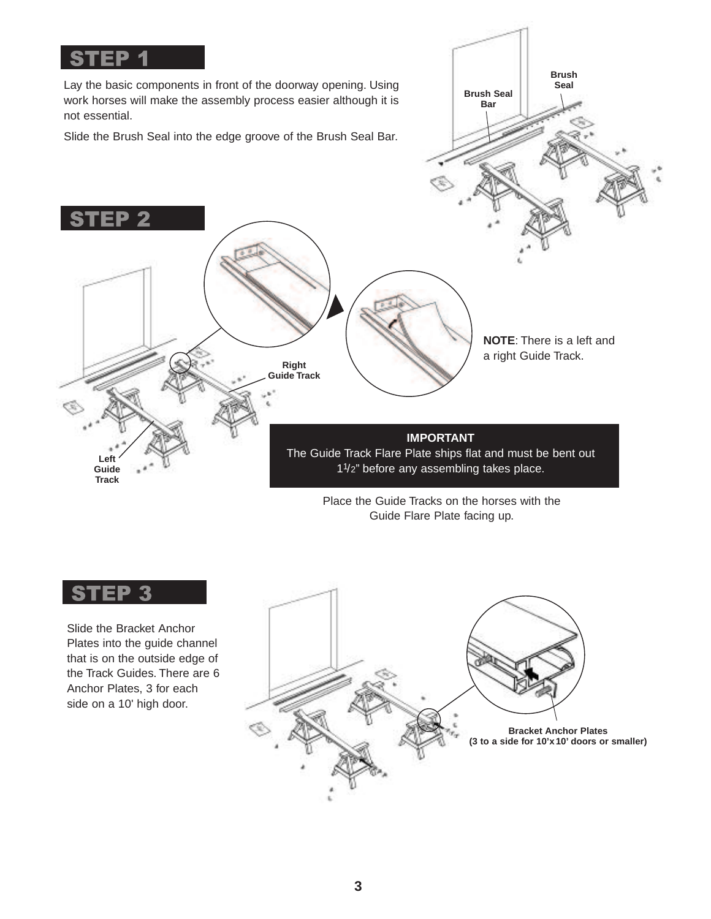## STEP 1

Lay the basic components in front of the doorway opening. Using work horses will make the assembly process easier although it is not essential.

Slide the Brush Seal into the edge groove of the Brush Seal Bar.

Brush Seal

Brush Seal Bar

## STEP 2

Right Guide Track

Left Guide Track

**NOTE**: There is a left and a right Guide Track.

**IMPORTANT**

The Guide Track Flare Plate ships flat and must be bent out 1 1/2" before any assembling takes place.

Place the Guide Tracks on the horses with the Guide Flare Plate facing up.

## STEP 3

Slide the Bracket Anchor Plates into the guide channel that is on the outside edge of the Track Guides. There are 6 Anchor Plates, 3 for each side on a 10' high door.

**Bracket Anchor Plates (3 to a side for 10'x10' doors or smaller)**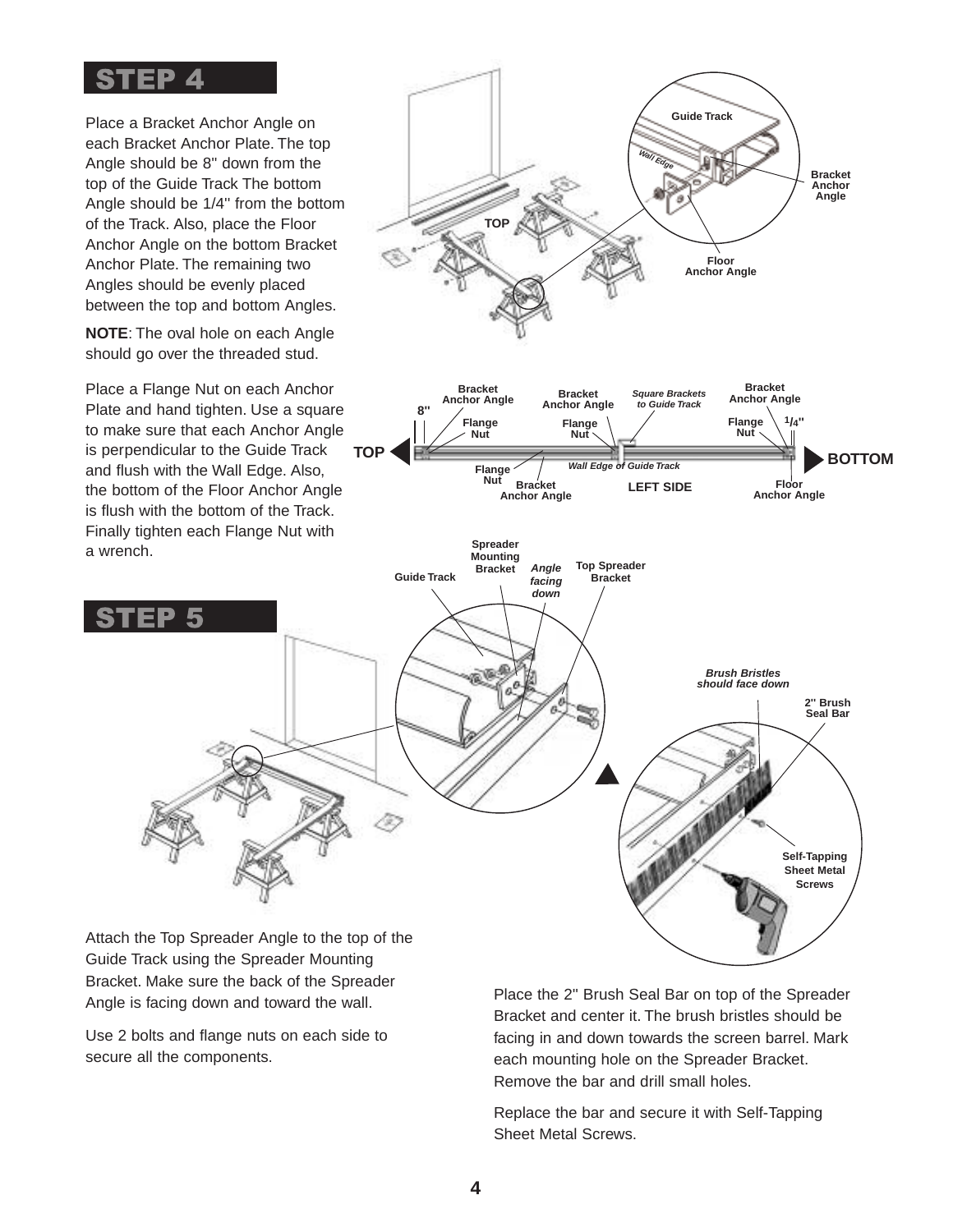## STEP 4

Place a Bracket Anchor Angle on each Bracket Anchor Plate. The top Angle should be 8" down from the top of the Guide Track The bottom Angle should be 1/4" from the bottom of the Track. Also, place the Floor Anchor Angle on the bottom Bracket Anchor Plate. The remaining two Angles should be evenly placed between the top and bottom Angles.

**NOTE**: The oval hole on each Angle should go over the threaded stud.

Place a Flange Nut on each Anchor Plate and hand tighten. Use a square to make sure that each Anchor Angle is perpendicular to the Guide Track and flush with the Wall Edge. Also, the bottom of the Floor Anchor Angle is flush with the bottom of the Track. Finally tighten each Flange Nut with a wrench.

## STEP 5

Attach the Top Spreader Angle to the top of the Guide Track using the Spreader Mounting Bracket. Make sure the back of the Spreader Angle is facing down and toward the wall.

Use 2 bolts and flange nuts on each side to secure all the components.

Place the 2" Brush Seal Bar on top of the Spreader Bracket and center it. The brush bristles should be facing in and down towards the screen barrel. Mark each mounting hole on the Spreader Bracket. Remove the bar and drill small holes.

Replace the bar and secure it with Self-Tapping Sheet Metal Screws.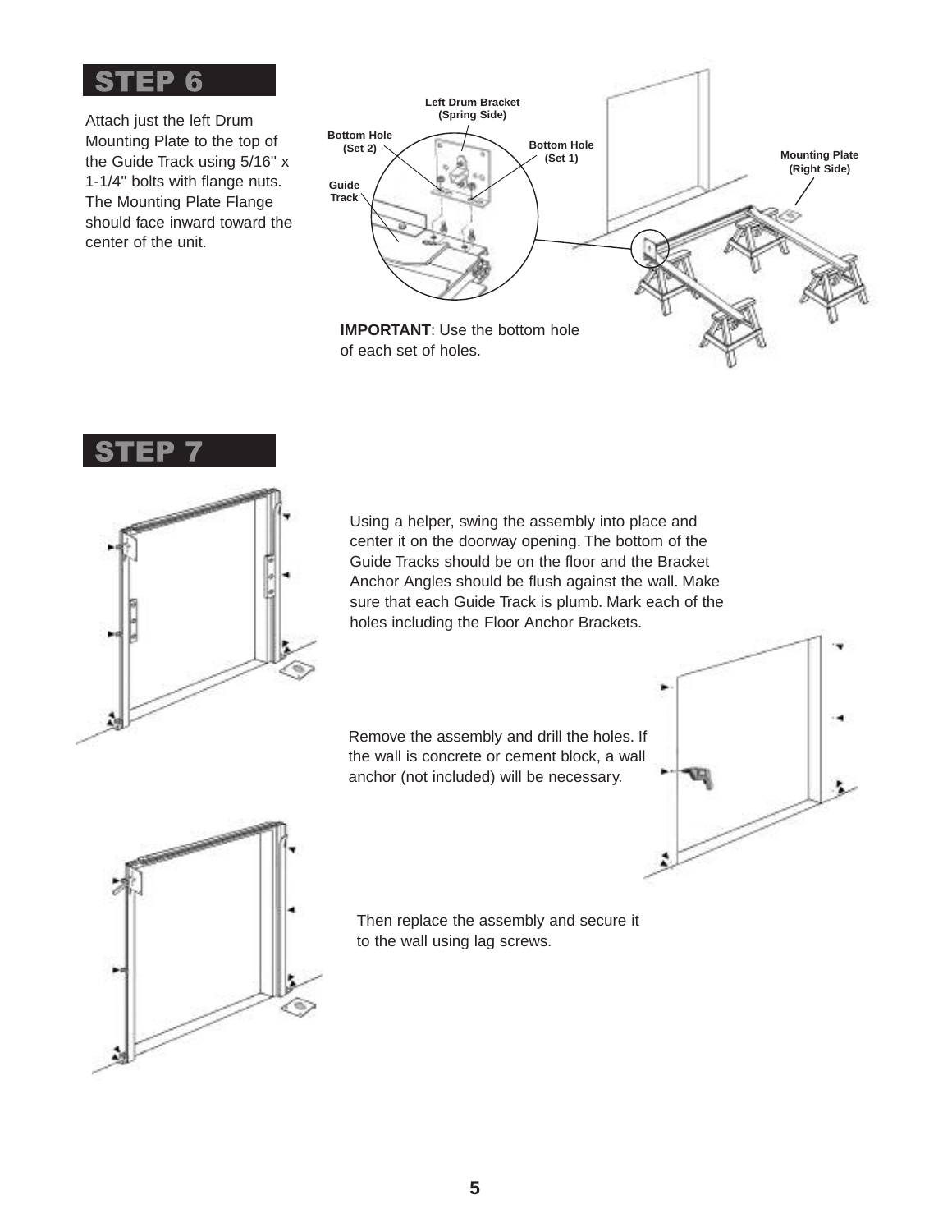## STEP 6

Attach just the left Drum Mounting Plate to the top of the Guide Track using 5/16" x 1-1/4" bolts with flange nuts. The Mounting Plate Flange should face inward toward the center of the unit.

Left Drum Bracket (Spring Side)

Bottom Hole (Set 2)

Bottom Hole (Set 1)

Guide Track

Mounting Plate (Right Side)

**IMPORTANT**: Use the bottom hole of each set of holes.

## STEP 7

Using a helper, swing the assembly into place and center it on the doorway opening. The bottom of the Guide Tracks should be on the floor and the Bracket Anchor Angles should be flush against the wall. Make sure that each Guide Track is plumb. Mark each of the holes including the Floor Anchor Brackets.

Remove the assembly and drill the holes. If the wall is concrete or cement block, a wall anchor (not included) will be necessary.

Then replace the assembly and secure it to the wall using lag screws.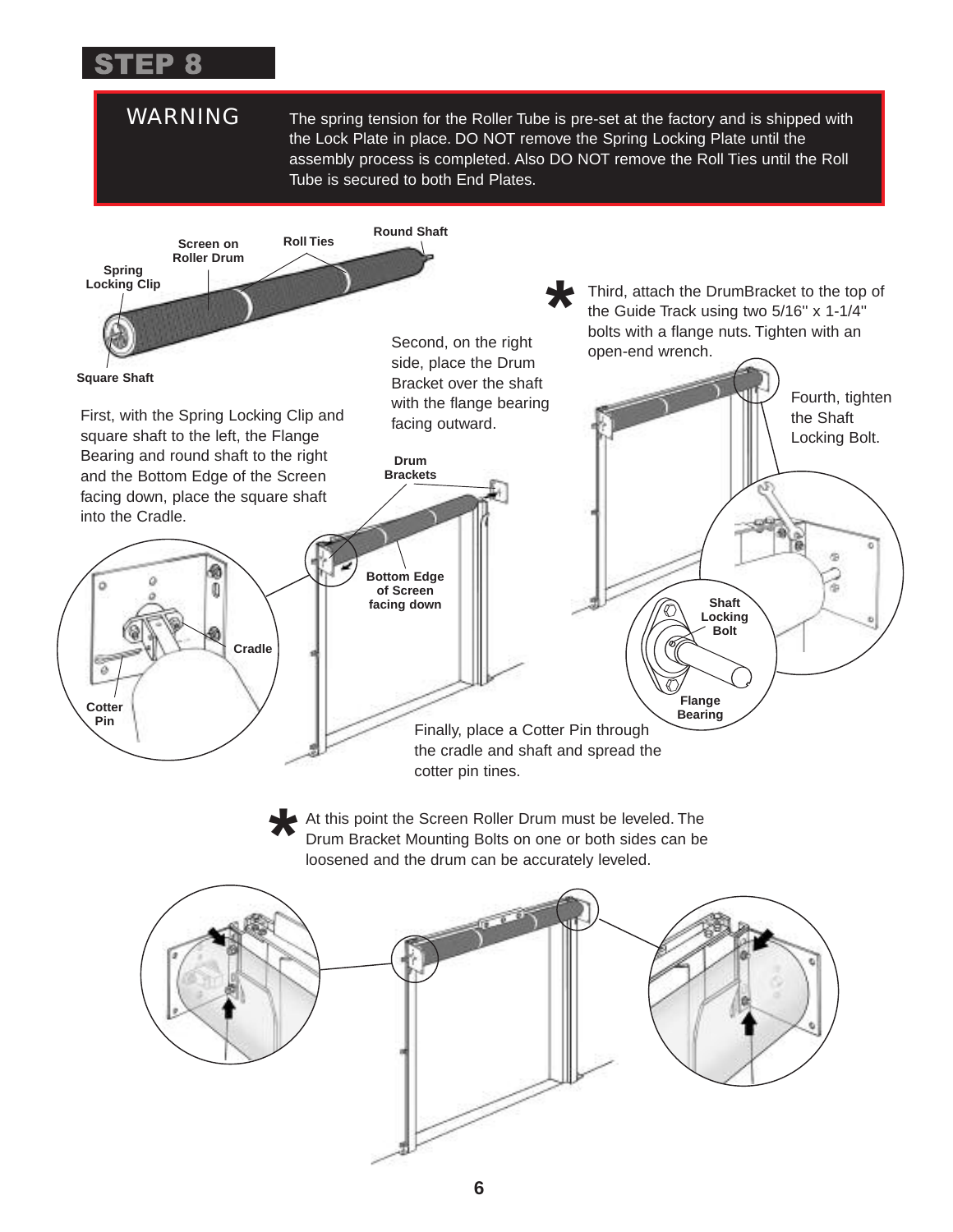# STEP 8

**WARNING** The spring tension for the Roller Tube is pre-set at the factory and is shipped with the Lock Plate in place. DO NOT remove the Spring Locking Plate until the assembly process is completed. Also DO NOT remove the Roll Ties until the Roll Tube is secured to both End Plates.

Screen on Roller Drum

Roll Ties

Round Shaft

Spring Locking Clip

Square Shaft

First, with the Spring Locking Clip and square shaft to the left, the Flange Bearing and round shaft to the right and the Bottom Edge of the Screen facing down, place the square shaft into the Cradle.

Second, on the right side, place the Drum Bracket over the shaft with the flange bearing facing outward.

\* Third, attach the DrumBracket to the top of the Guide Track using two 5/16" x 1-1/4" bolts with a flange nuts. Tighten with an open-end wrench.

Fourth, tighten the Shaft Locking Bolt.

Drum Brackets

Bottom Edge of Screen facing down

Cradle

Cotter Pin

Shaft Locking Bolt

Flange Bearing

Finally, place a Cotter Pin through the cradle and shaft and spread the cotter pin tines.

\* At this point the Screen Roller Drum must be leveled. The Drum Bracket Mounting Bolts on one or both sides can be loosened and the drum can be accurately leveled.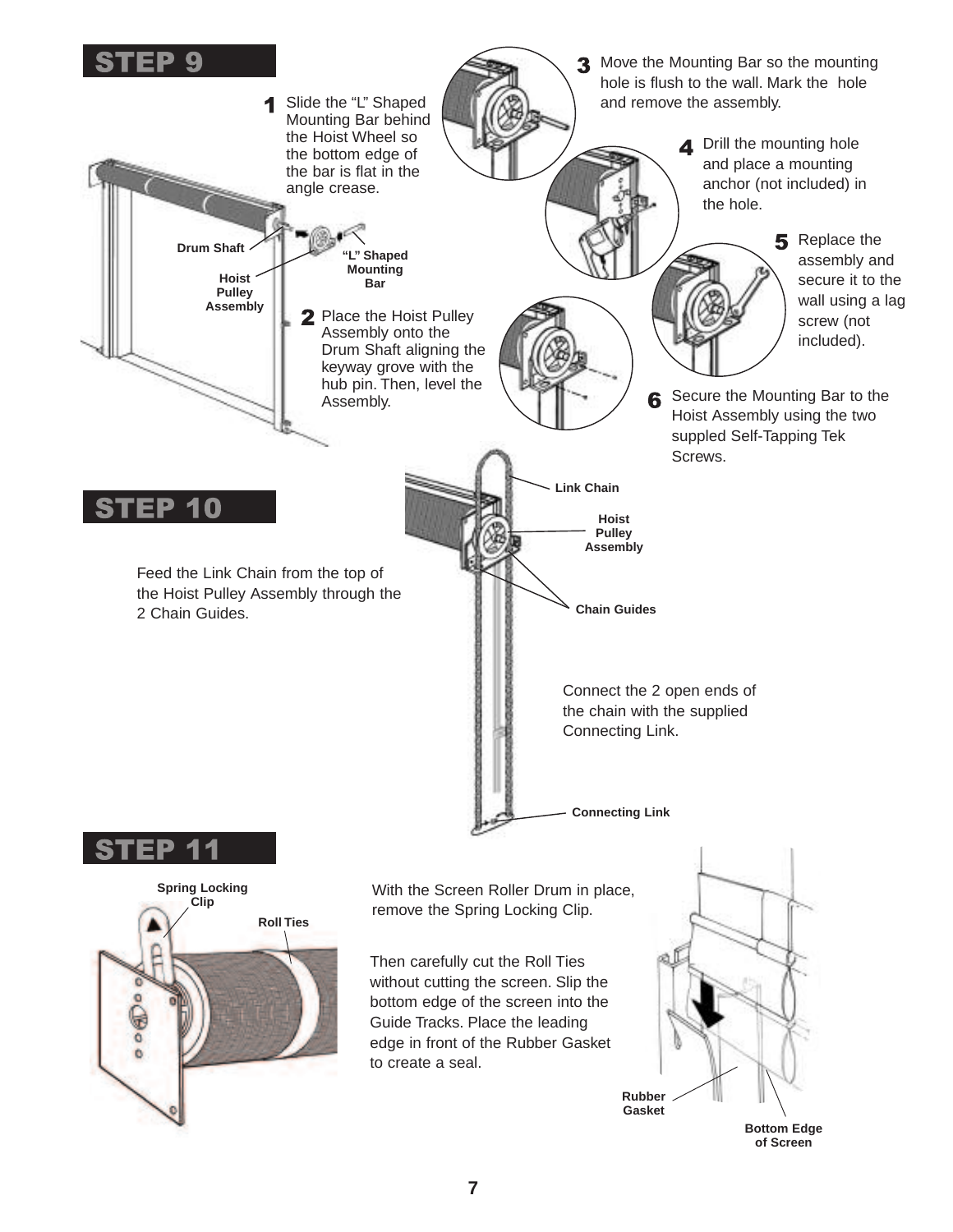## STEP 9

1. Slide the "L" Shaped Mounting Bar behind the Hoist Wheel so the bottom edge of the bar is flat in the angle crease.

2. Place the Hoist Pulley Assembly onto the Drum Shaft aligning the keyway grove with the hub pin. Then, level the Assembly.

3. Move the Mounting Bar so the mounting hole is flush to the wall. Mark the hole and remove the assembly.

4. Drill the mounting hole and place a mounting anchor (not included) in the hole.

5. Replace the assembly and secure it to the wall using a lag screw (not included).

6. Secure the Mounting Bar to the Hoist Assembly using the two suppled Self-Tapping Tek Screws.

Drum Shaft

Hoist Pulley Assembly

"L" Shaped Mounting Bar

## STEP 10

Feed the Link Chain from the top of the Hoist Pulley Assembly through the 2 Chain Guides.

Connect the 2 open ends of the chain with the supplied Connecting Link.

Link Chain

Hoist Pulley Assembly

Chain Guides

Connecting Link

## STEP 11

With the Screen Roller Drum in place, remove the Spring Locking Clip.

Then carefully cut the Roll Ties without cutting the screen. Slip the bottom edge of the screen into the Guide Tracks. Place the leading edge in front of the Rubber Gasket to create a seal.

Spring Locking Clip

Roll Ties

Rubber Gasket

Bottom Edge of Screen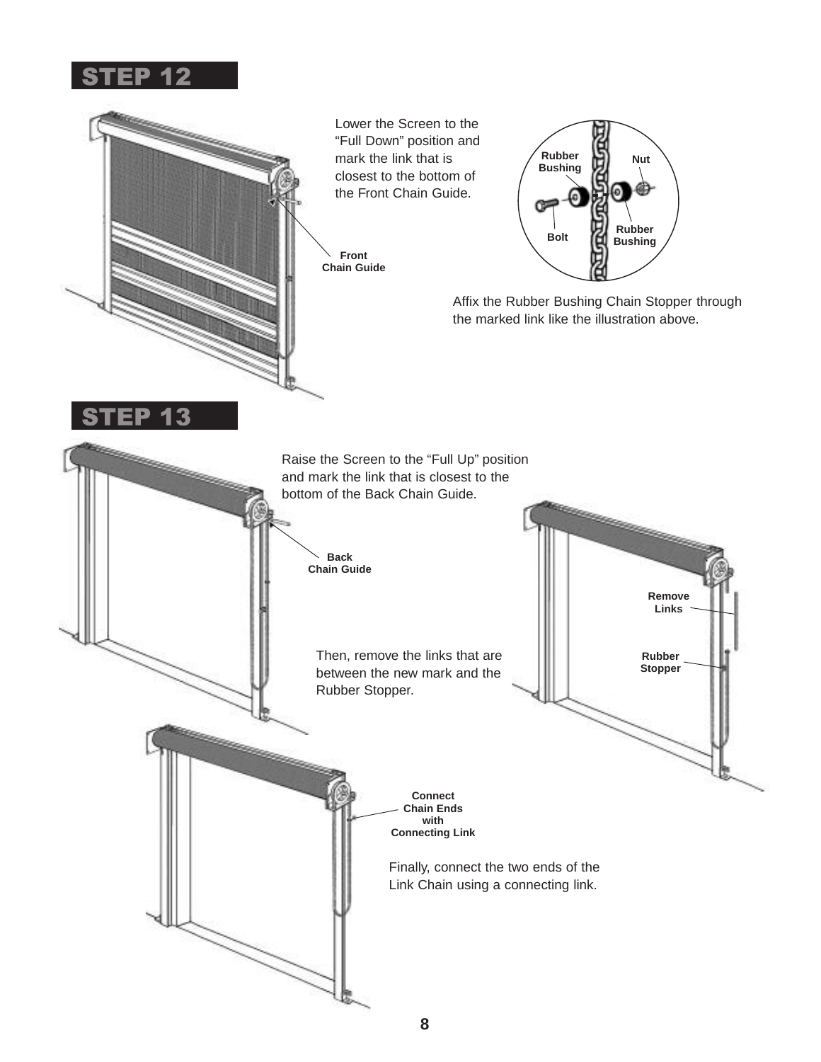## STEP 12

Lower the Screen to the “Full Down” position and mark the link that is closest to the bottom of the Front Chain Guide.

Front Chain Guide

Rubber Bushing

Nut

Bolt

Rubber Bushing

Affix the Rubber Bushing Chain Stopper through the marked link like the illustration above.

## STEP 13

Raise the Screen to the “Full Up” position and mark the link that is closest to the bottom of the Back Chain Guide.

Back Chain Guide

Then, remove the links that are between the new mark and the Rubber Stopper.

Remove Links

Rubber Stopper

Connect Chain Ends with Connecting Link

Finally, connect the two ends of the Link Chain using a connecting link.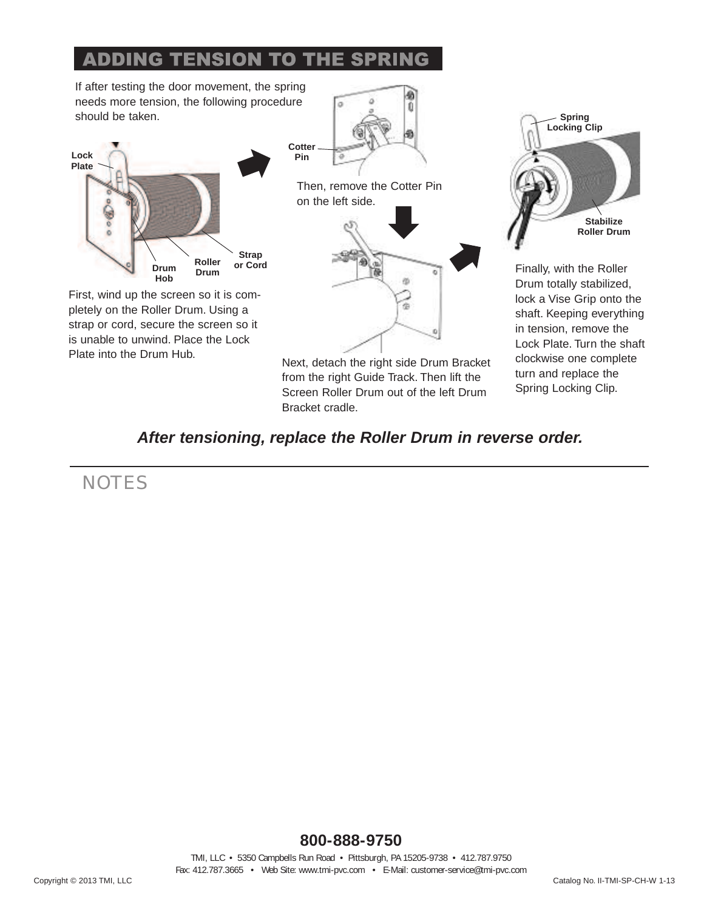## ADDING TENSION TO THE SPRING

If after testing the door movement, the spring needs more tension, the following procedure should be taken.

Lock Plate

Drum Hob

Roller Drum

Strap or Cord

First, wind up the screen so it is completely on the Roller Drum. Using a strap or cord, secure the screen so it is unable to unwind. Place the Lock Plate into the Drum Hub.

Cotter Pin

Then, remove the Cotter Pin on the left side.

Next, detach the right side Drum Bracket from the right Guide Track. Then lift the Screen Roller Drum out of the left Drum Bracket cradle.

Spring Locking Clip

Stabilize Roller Drum

Finally, with the Roller Drum totally stabilized, lock a Vise Grip onto the shaft. Keeping everything in tension, remove the Lock Plate. Turn the shaft clockwise one complete turn and replace the Spring Locking Clip.

***After tensioning, replace the Roller Drum in reverse order.***

---

## NOTES

**800-888-9750**

TMI, LLC • 5350 Campbells Run Road • Pittsburgh, PA 15205-9738 • 412.787.9750

Fax: 412.787.3665 • Web Site: www.tmi-pvc.com • E-Mail: customer-service@tmi-pvc.com

Copyright © 2013 TMI, LLC

Catalog No. II-TMI-SP-CH-W 1-13